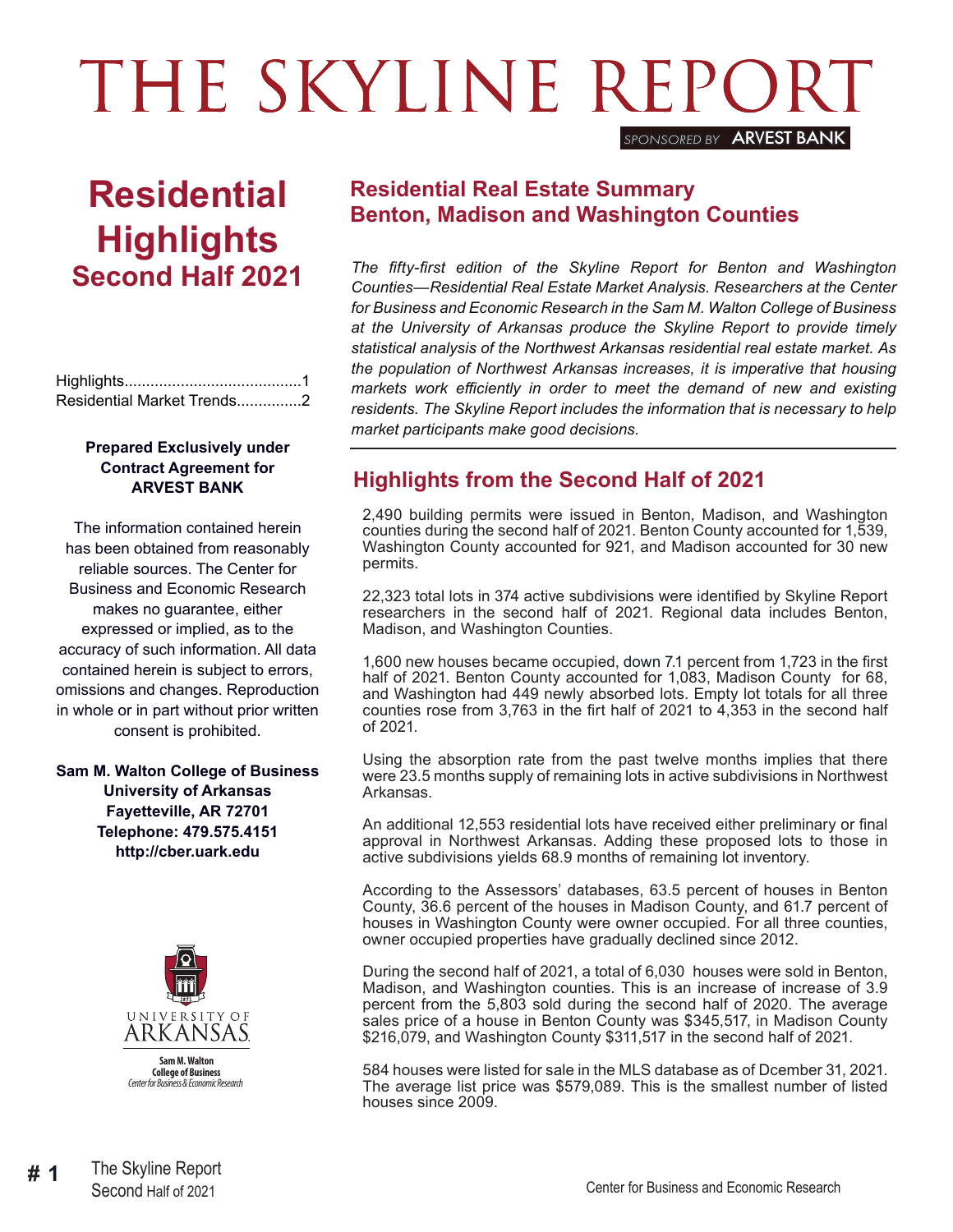# THE SKYLINE REPORT

SPONSORED BY **ARVEST BANK**

# Residential Highlights
## Second Half 2021

Highlights.........................................1
Residential Market Trends...............2

**Prepared Exclusively under Contract Agreement for ARVEST BANK**

The information contained herein has been obtained from reasonably reliable sources. The Center for Business and Economic Research makes no guarantee, either expressed or implied, as to the accuracy of such information. All data contained herein is subject to errors, omissions and changes. Reproduction in whole or in part without prior written consent is prohibited.

**Sam M. Walton College of Business**
**University of Arkansas**
**Fayetteville, AR 72701**
**Telephone: 479.575.4151**
**http://cber.uark.edu**

UNIVERSITY OF ARKANSAS
Sam M. Walton College of Business
Center for Business & Economic Research

## Residential Real Estate Summary
## Benton, Madison and Washington Counties

*The fifty-first edition of the Skyline Report for Benton and Washington Counties—Residential Real Estate Market Analysis. Researchers at the Center for Business and Economic Research in the Sam M. Walton College of Business at the University of Arkansas produce the Skyline Report to provide timely statistical analysis of the Northwest Arkansas residential real estate market. As the population of Northwest Arkansas increases, it is imperative that housing markets work efficiently in order to meet the demand of new and existing residents. The Skyline Report includes the information that is necessary to help market participants make good decisions.*

## Highlights from the Second Half of 2021

2,490 building permits were issued in Benton, Madison, and Washington counties during the second half of 2021. Benton County accounted for 1,539, Washington County accounted for 921, and Madison accounted for 30 new permits.

22,323 total lots in 374 active subdivisions were identified by Skyline Report researchers in the second half of 2021. Regional data includes Benton, Madison, and Washington Counties.

1,600 new houses became occupied, down 7.1 percent from 1,723 in the first half of 2021. Benton County accounted for 1,083, Madison County for 68, and Washington had 449 newly absorbed lots. Empty lot totals for all three counties rose from 3,763 in the firt half of 2021 to 4,353 in the second half of 2021.

Using the absorption rate from the past twelve months implies that there were 23.5 months supply of remaining lots in active subdivisions in Northwest Arkansas.

An additional 12,553 residential lots have received either preliminary or final approval in Northwest Arkansas. Adding these proposed lots to those in active subdivisions yields 68.9 months of remaining lot inventory.

According to the Assessors' databases, 63.5 percent of houses in Benton County, 36.6 percent of the houses in Madison County, and 61.7 percent of houses in Washington County were owner occupied. For all three counties, owner occupied properties have gradually declined since 2012.

During the second half of 2021, a total of 6,030 houses were sold in Benton, Madison, and Washington counties. This is an increase of increase of 3.9 percent from the 5,803 sold during the second half of 2020. The average sales price of a house in Benton County was $345,517, in Madison County $216,079, and Washington County $311,517 in the second half of 2021.

584 houses were listed for sale in the MLS database as of Dcember 31, 2021. The average list price was $579,089. This is the smallest number of listed houses since 2009.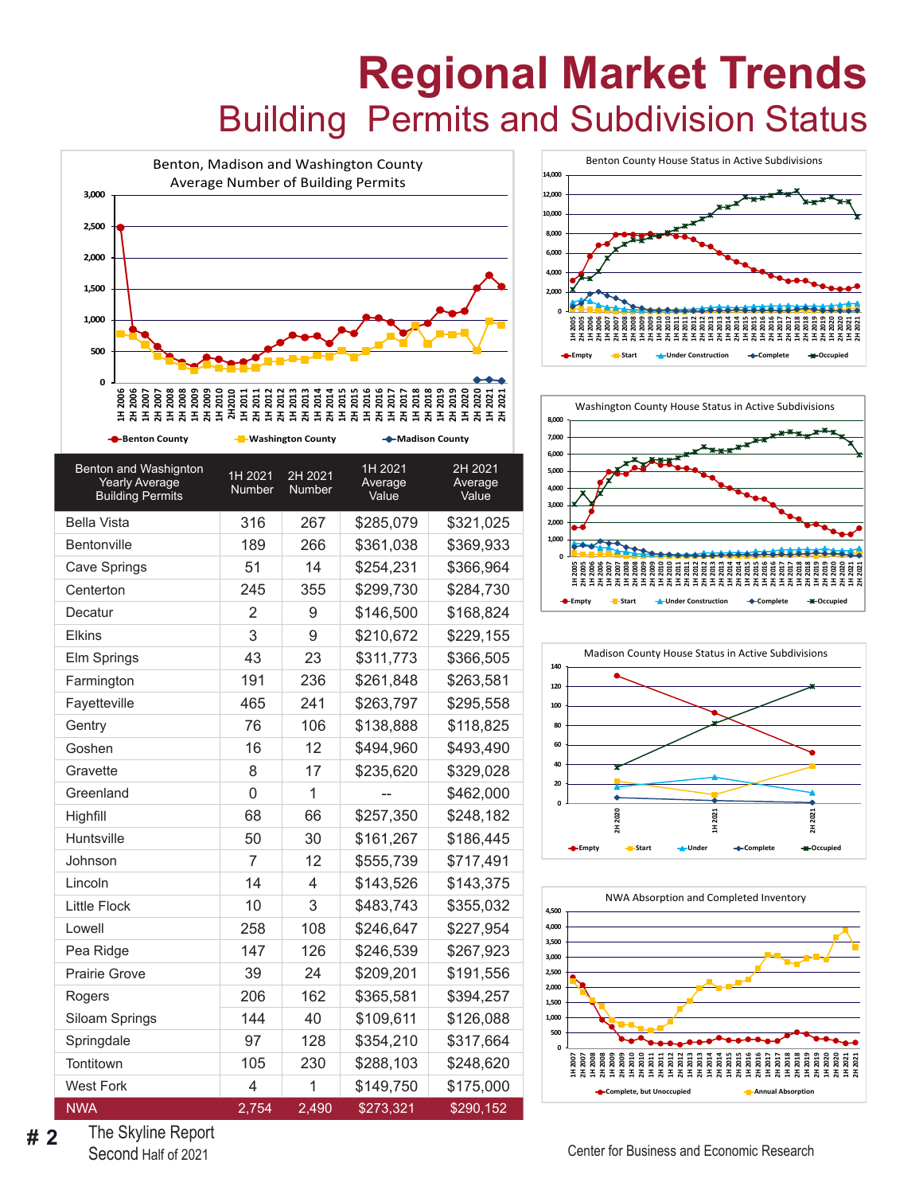# Regional Market Trends

## Building Permits and Subdivision Status

Benton, Madison and Washington County Average Number of Building Permits

| Benton and Washington Yearly Average Building Permits | 1H 2021 Number | 2H 2021 Number | 1H 2021 Average Value | 2H 2021 Average Value |
|---|---|---|---|---|
| Bella Vista | 316 | 267 | $285,079 | $321,025 |
| Bentonville | 189 | 266 | $361,038 | $369,933 |
| Cave Springs | 51 | 14 | $254,231 | $366,964 |
| Centerton | 245 | 355 | $299,730 | $284,730 |
| Decatur | 2 | 9 | $146,500 | $168,824 |
| Elkins | 3 | 9 | $210,672 | $229,155 |
| Elm Springs | 43 | 23 | $311,773 | $366,505 |
| Farmington | 191 | 236 | $261,848 | $263,581 |
| Fayetteville | 465 | 241 | $263,797 | $295,558 |
| Gentry | 76 | 106 | $138,888 | $118,825 |
| Goshen | 16 | 12 | $494,960 | $493,490 |
| Gravette | 8 | 17 | $235,620 | $329,028 |
| Greenland | 0 | 1 | -- | $462,000 |
| Highfill | 68 | 66 | $257,350 | $248,182 |
| Huntsville | 50 | 30 | $161,267 | $186,445 |
| Johnson | 7 | 12 | $555,739 | $717,491 |
| Lincoln | 14 | 4 | $143,526 | $143,375 |
| Little Flock | 10 | 3 | $483,743 | $355,032 |
| Lowell | 258 | 108 | $246,647 | $227,954 |
| Pea Ridge | 147 | 126 | $246,539 | $267,923 |
| Prairie Grove | 39 | 24 | $209,201 | $191,556 |
| Rogers | 206 | 162 | $365,581 | $394,257 |
| Siloam Springs | 144 | 40 | $109,611 | $126,088 |
| Springdale | 97 | 128 | $354,210 | $317,664 |
| Tontitown | 105 | 230 | $288,103 | $248,620 |
| West Fork | 4 | 1 | $149,750 | $175,000 |
| NWA | 2,754 | 2,490 | $273,321 | $290,152 |

Benton County House Status in Active Subdivisions

Washington County House Status in Active Subdivisions

Madison County House Status in Active Subdivisions

NWA Absorption and Completed Inventory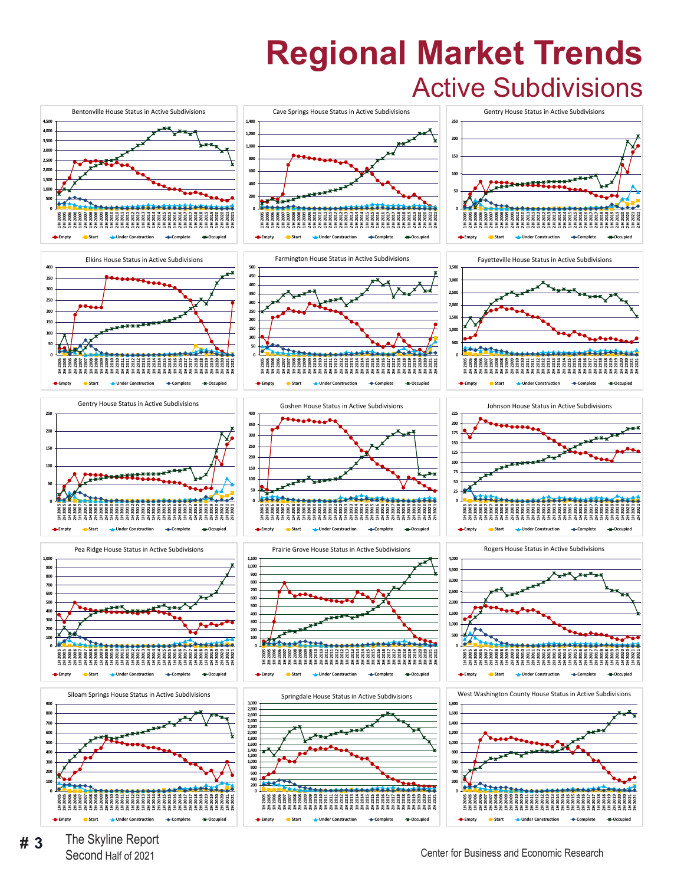# Regional Market Trends

## Active Subdivisions

Bentonville House Status in Active Subdivisions

Cave Springs House Status in Active Subdivisions

Gentry House Status in Active Subdivisions

Elkins House Status in Active Subdivisions

Farmington House Status in Active Subdivisions

Fayetteville House Status in Active Subdivisions

Gentry House Status in Active Subdivisions

Goshen House Status in Active Subdivisions

Johnson House Status in Active Subdivisions

Pea Ridge House Status in Active Subdivisions

Prairie Grove House Status in Active Subdivisions

Rogers House Status in Active Subdivisions

Siloam Springs House Status in Active Subdivisions

Springdale House Status in Active Subdivisions

West Washington County House Status in Active Subdivisions

Legend: Empty, Start, Under Construction, Complete, Occupied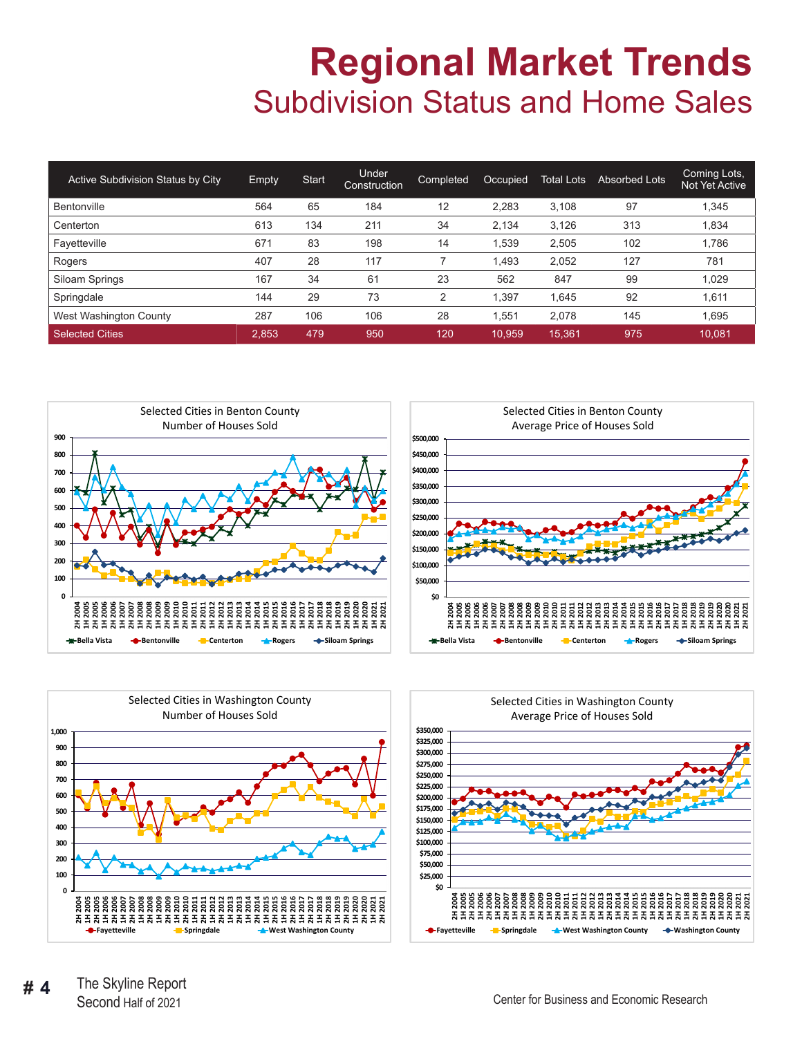# Regional Market Trends

## Subdivision Status and Home Sales

| Active Subdivision Status by City | Empty | Start | Under Construction | Completed | Occupied | Total Lots | Absorbed Lots | Coming Lots, Not Yet Active |
|---|---|---|---|---|---|---|---|---|
| Bentonville | 564 | 65 | 184 | 12 | 2,283 | 3,108 | 97 | 1,345 |
| Centerton | 613 | 134 | 211 | 34 | 2,134 | 3,126 | 313 | 1,834 |
| Fayetteville | 671 | 83 | 198 | 14 | 1,539 | 2,505 | 102 | 1,786 |
| Rogers | 407 | 28 | 117 | 7 | 1,493 | 2,052 | 127 | 781 |
| Siloam Springs | 167 | 34 | 61 | 23 | 562 | 847 | 99 | 1,029 |
| Springdale | 144 | 29 | 73 | 2 | 1,397 | 1,645 | 92 | 1,611 |
| West Washington County | 287 | 106 | 106 | 28 | 1,551 | 2,078 | 145 | 1,695 |
| Selected Cities | 2,853 | 479 | 950 | 120 | 10,959 | 15,361 | 975 | 10,081 |

Selected Cities in Benton County
Number of Houses Sold

Selected Cities in Benton County
Average Price of Houses Sold

Selected Cities in Washington County
Number of Houses Sold

Selected Cities in Washington County
Average Price of Houses Sold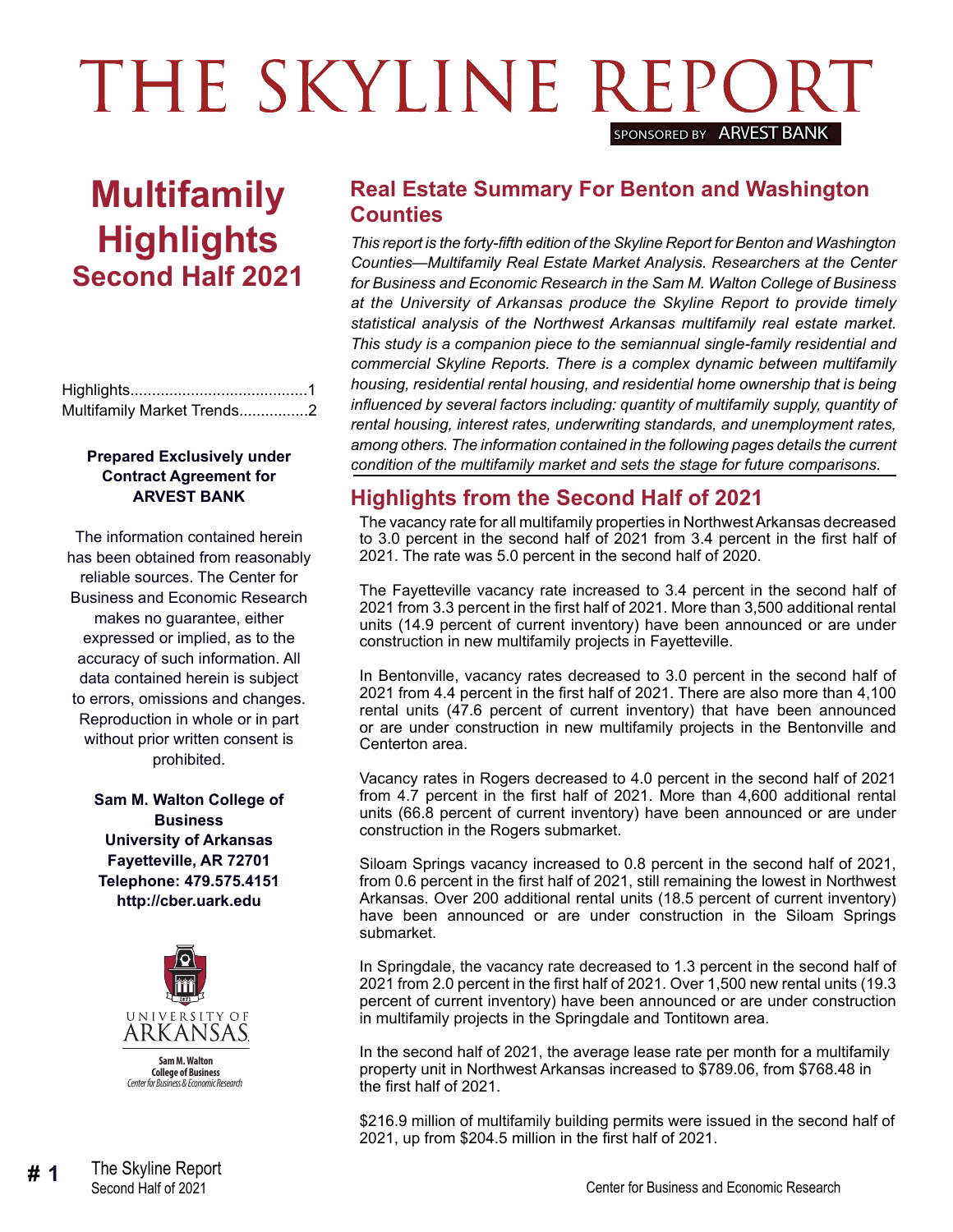# THE SKYLINE REPORT

SPONSORED BY ARVEST BANK

# Multifamily Highlights

## Second Half 2021

Highlights.........................................1
Multifamily Market Trends................2

**Prepared Exclusively under Contract Agreement for ARVEST BANK**

The information contained herein has been obtained from reasonably reliable sources. The Center for Business and Economic Research makes no guarantee, either expressed or implied, as to the accuracy of such information. All data contained herein is subject to errors, omissions and changes. Reproduction in whole or in part without prior written consent is prohibited.

**Sam M. Walton College of Business**
**University of Arkansas**
**Fayetteville, AR 72701**
**Telephone: 479.575.4151**
**http://cber.uark.edu**

## Real Estate Summary For Benton and Washington Counties

*This report is the forty-fifth edition of the Skyline Report for Benton and Washington Counties—Multifamily Real Estate Market Analysis. Researchers at the Center for Business and Economic Research in the Sam M. Walton College of Business at the University of Arkansas produce the Skyline Report to provide timely statistical analysis of the Northwest Arkansas multifamily real estate market. This study is a companion piece to the semiannual single-family residential and commercial Skyline Reports. There is a complex dynamic between multifamily housing, residential rental housing, and residential home ownership that is being influenced by several factors including: quantity of multifamily supply, quantity of rental housing, interest rates, underwriting standards, and unemployment rates, among others. The information contained in the following pages details the current condition of the multifamily market and sets the stage for future comparisons.*

## Highlights from the Second Half of 2021

The vacancy rate for all multifamily properties in Northwest Arkansas decreased to 3.0 percent in the second half of 2021 from 3.4 percent in the first half of 2021. The rate was 5.0 percent in the second half of 2020.

The Fayetteville vacancy rate increased to 3.4 percent in the second half of 2021 from 3.3 percent in the first half of 2021. More than 3,500 additional rental units (14.9 percent of current inventory) have been announced or are under construction in new multifamily projects in Fayetteville.

In Bentonville, vacancy rates decreased to 3.0 percent in the second half of 2021 from 4.4 percent in the first half of 2021. There are also more than 4,100 rental units (47.6 percent of current inventory) that have been announced or are under construction in new multifamily projects in the Bentonville and Centerton area.

Vacancy rates in Rogers decreased to 4.0 percent in the second half of 2021 from 4.7 percent in the first half of 2021. More than 4,600 additional rental units (66.8 percent of current inventory) have been announced or are under construction in the Rogers submarket.

Siloam Springs vacancy increased to 0.8 percent in the second half of 2021, from 0.6 percent in the first half of 2021, still remaining the lowest in Northwest Arkansas. Over 200 additional rental units (18.5 percent of current inventory) have been announced or are under construction in the Siloam Springs submarket.

In Springdale, the vacancy rate decreased to 1.3 percent in the second half of 2021 from 2.0 percent in the first half of 2021. Over 1,500 new rental units (19.3 percent of current inventory) have been announced or are under construction in multifamily projects in the Springdale and Tontitown area.

In the second half of 2021, the average lease rate per month for a multifamily property unit in Northwest Arkansas increased to $789.06, from $768.48 in the first half of 2021.

$216.9 million of multifamily building permits were issued in the second half of 2021, up from $204.5 million in the first half of 2021.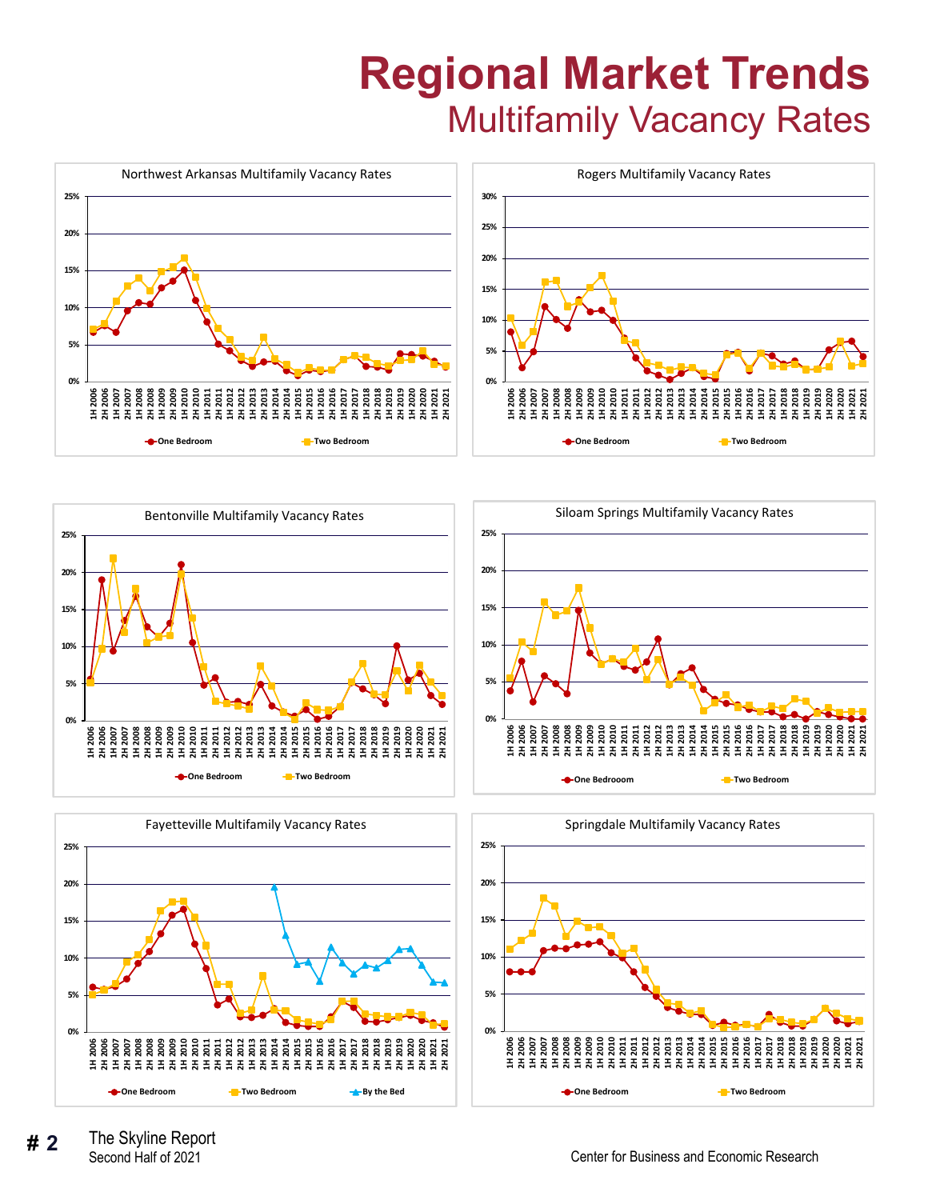# Regional Market Trends

## Multifamily Vacancy Rates

Northwest Arkansas Multifamily Vacancy Rates

Rogers Multifamily Vacancy Rates

Bentonville Multifamily Vacancy Rates

Siloam Springs Multifamily Vacancy Rates

Fayetteville Multifamily Vacancy Rates

Springdale Multifamily Vacancy Rates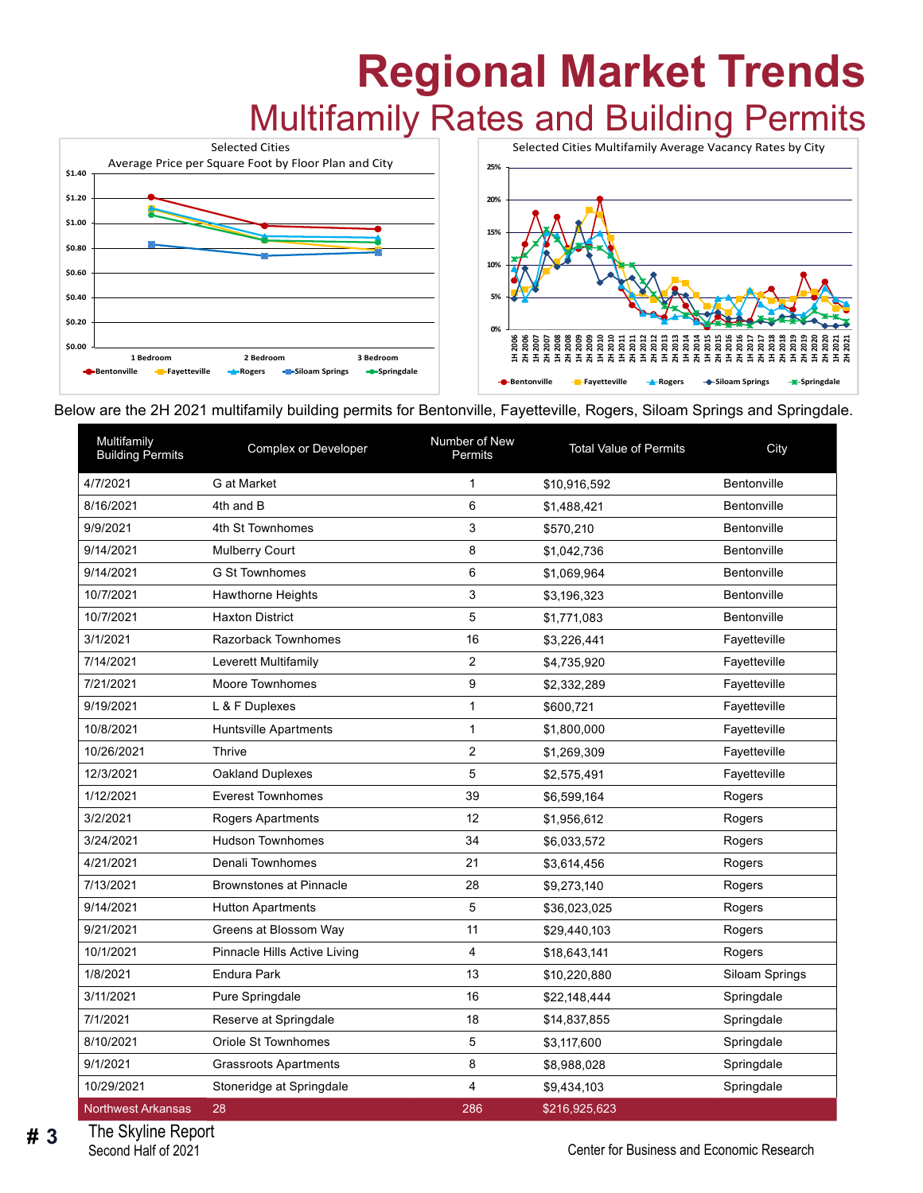# Regional Market Trends

## Multifamily Rates and Building Permits

Selected Cities
Average Price per Square Foot by Floor Plan and City

Selected Cities Multifamily Average Vacancy Rates by City

Below are the 2H 2021 multifamily building permits for Bentonville, Fayetteville, Rogers, Siloam Springs and Springdale.

| Multifamily Building Permits | Complex or Developer | Number of New Permits | Total Value of Permits | City |
|---|---|---|---|---|
| 4/7/2021 | G at Market | 1 | $10,916,592 | Bentonville |
| 8/16/2021 | 4th and B | 6 | $1,488,421 | Bentonville |
| 9/9/2021 | 4th St Townhomes | 3 | $570,210 | Bentonville |
| 9/14/2021 | Mulberry Court | 8 | $1,042,736 | Bentonville |
| 9/14/2021 | G St Townhomes | 6 | $1,069,964 | Bentonville |
| 10/7/2021 | Hawthorne Heights | 3 | $3,196,323 | Bentonville |
| 10/7/2021 | Haxton District | 5 | $1,771,083 | Bentonville |
| 3/1/2021 | Razorback Townhomes | 16 | $3,226,441 | Fayetteville |
| 7/14/2021 | Leverett Multifamily | 2 | $4,735,920 | Fayetteville |
| 7/21/2021 | Moore Townhomes | 9 | $2,332,289 | Fayetteville |
| 9/19/2021 | L & F Duplexes | 1 | $600,721 | Fayetteville |
| 10/8/2021 | Huntsville Apartments | 1 | $1,800,000 | Fayetteville |
| 10/26/2021 | Thrive | 2 | $1,269,309 | Fayetteville |
| 12/3/2021 | Oakland Duplexes | 5 | $2,575,491 | Fayetteville |
| 1/12/2021 | Everest Townhomes | 39 | $6,599,164 | Rogers |
| 3/2/2021 | Rogers Apartments | 12 | $1,956,612 | Rogers |
| 3/24/2021 | Hudson Townhomes | 34 | $6,033,572 | Rogers |
| 4/21/2021 | Denali Townhomes | 21 | $3,614,456 | Rogers |
| 7/13/2021 | Brownstones at Pinnacle | 28 | $9,273,140 | Rogers |
| 9/14/2021 | Hutton Apartments | 5 | $36,023,025 | Rogers |
| 9/21/2021 | Greens at Blossom Way | 11 | $29,440,103 | Rogers |
| 10/1/2021 | Pinnacle Hills Active Living | 4 | $18,643,141 | Rogers |
| 1/8/2021 | Endura Park | 13 | $10,220,880 | Siloam Springs |
| 3/11/2021 | Pure Springdale | 16 | $22,148,444 | Springdale |
| 7/1/2021 | Reserve at Springdale | 18 | $14,837,855 | Springdale |
| 8/10/2021 | Oriole St Townhomes | 5 | $3,117,600 | Springdale |
| 9/1/2021 | Grassroots Apartments | 8 | $8,988,028 | Springdale |
| 10/29/2021 | Stoneridge at Springdale | 4 | $9,434,103 | Springdale |
| Northwest Arkansas | 28 | 286 | $216,925,623 | |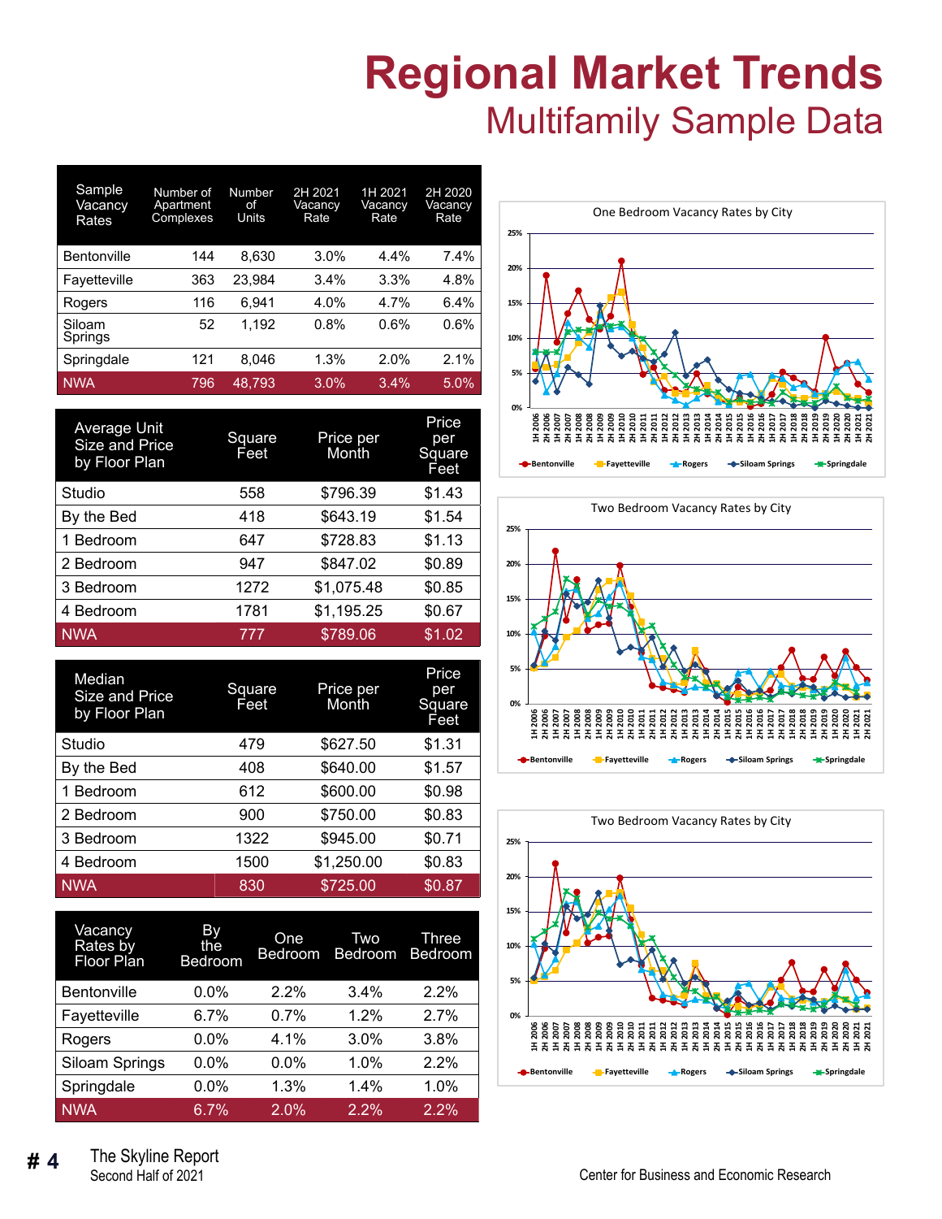# Regional Market Trends

## Multifamily Sample Data

| Sample Vacancy Rates | Number of Apartment Complexes | Number of Units | 2H 2021 Vacancy Rate | 1H 2021 Vacancy Rate | 2H 2020 Vacancy Rate |
|---|---|---|---|---|---|
| Bentonville | 144 | 8,630 | 3.0% | 4.4% | 7.4% |
| Fayetteville | 363 | 23,984 | 3.4% | 3.3% | 4.8% |
| Rogers | 116 | 6,941 | 4.0% | 4.7% | 6.4% |
| Siloam Springs | 52 | 1,192 | 0.8% | 0.6% | 0.6% |
| Springdale | 121 | 8,046 | 1.3% | 2.0% | 2.1% |
| NWA | 796 | 48,793 | 3.0% | 3.4% | 5.0% |

| Average Unit Size and Price by Floor Plan | Square Feet | Price per Month | Price per Square Feet |
|---|---|---|---|
| Studio | 558 | $796.39 | $1.43 |
| By the Bed | 418 | $643.19 | $1.54 |
| 1 Bedroom | 647 | $728.83 | $1.13 |
| 2 Bedroom | 947 | $847.02 | $0.89 |
| 3 Bedroom | 1272 | $1,075.48 | $0.85 |
| 4 Bedroom | 1781 | $1,195.25 | $0.67 |
| NWA | 777 | $789.06 | $1.02 |

| Median Size and Price by Floor Plan | Square Feet | Price per Month | Price per Square Feet |
|---|---|---|---|
| Studio | 479 | $627.50 | $1.31 |
| By the Bed | 408 | $640.00 | $1.57 |
| 1 Bedroom | 612 | $600.00 | $0.98 |
| 2 Bedroom | 900 | $750.00 | $0.83 |
| 3 Bedroom | 1322 | $945.00 | $0.71 |
| 4 Bedroom | 1500 | $1,250.00 | $0.83 |
| NWA | 830 | $725.00 | $0.87 |

| Vacancy Rates by Floor Plan | By the Bedroom | One Bedroom | Two Bedroom | Three Bedroom |
|---|---|---|---|---|
| Bentonville | 0.0% | 2.2% | 3.4% | 2.2% |
| Fayetteville | 6.7% | 0.7% | 1.2% | 2.7% |
| Rogers | 0.0% | 4.1% | 3.0% | 3.8% |
| Siloam Springs | 0.0% | 0.0% | 1.0% | 2.2% |
| Springdale | 0.0% | 1.3% | 1.4% | 1.0% |
| NWA | 6.7% | 2.0% | 2.2% | 2.2% |

One Bedroom Vacancy Rates by City

25% 20% 15% 10% 5% 0%

1H 2006 2H 2006 1H 2007 2H 2007 1H 2008 2H 2008 1H 2009 2H 2009 1H 2010 2H 2010 1H 2011 2H 2011 1H 2012 2H 2012 1H 2013 2H 2013 1H 2014 2H 2014 1H 2015 2H 2015 1H 2016 2H 2016 1H 2017 2H 2017 1H 2018 2H 2018 1H 2019 2H 2019 1H 2020 2H 2020 1H 2021 2H 2021

Bentonville, Fayetteville, Rogers, Siloam Springs, Springdale

Two Bedroom Vacancy Rates by City

25% 20% 15% 10% 5% 0%

1H 2006 2H 2006 1H 2007 2H 2007 1H 2008 2H 2008 1H 2009 2H 2009 1H 2010 2H 2010 1H 2011 2H 2011 1H 2012 2H 2012 1H 2013 2H 2013 1H 2014 2H 2014 1H 2015 2H 2015 1H 2016 2H 2016 1H 2017 2H 2017 1H 2018 2H 2018 1H 2019 2H 2019 1H 2020 2H 2020 1H 2021 2H 2021

Bentonville, Fayetteville, Rogers, Siloam Springs, Springdale

Two Bedroom Vacancy Rates by City

25% 20% 15% 10% 5% 0%

1H 2006 2H 2006 1H 2007 2H 2007 1H 2008 2H 2008 1H 2009 2H 2009 1H 2010 2H 2010 1H 2011 2H 2011 1H 2012 2H 2012 1H 2013 2H 2013 1H 2014 2H 2014 1H 2015 2H 2015 1H 2016 2H 2016 1H 2017 2H 2017 1H 2018 2H 2018 1H 2019 2H 2019 1H 2020 2H 2020 1H 2021 2H 2021

Bentonville, Fayetteville, Rogers, Siloam Springs, Springdale